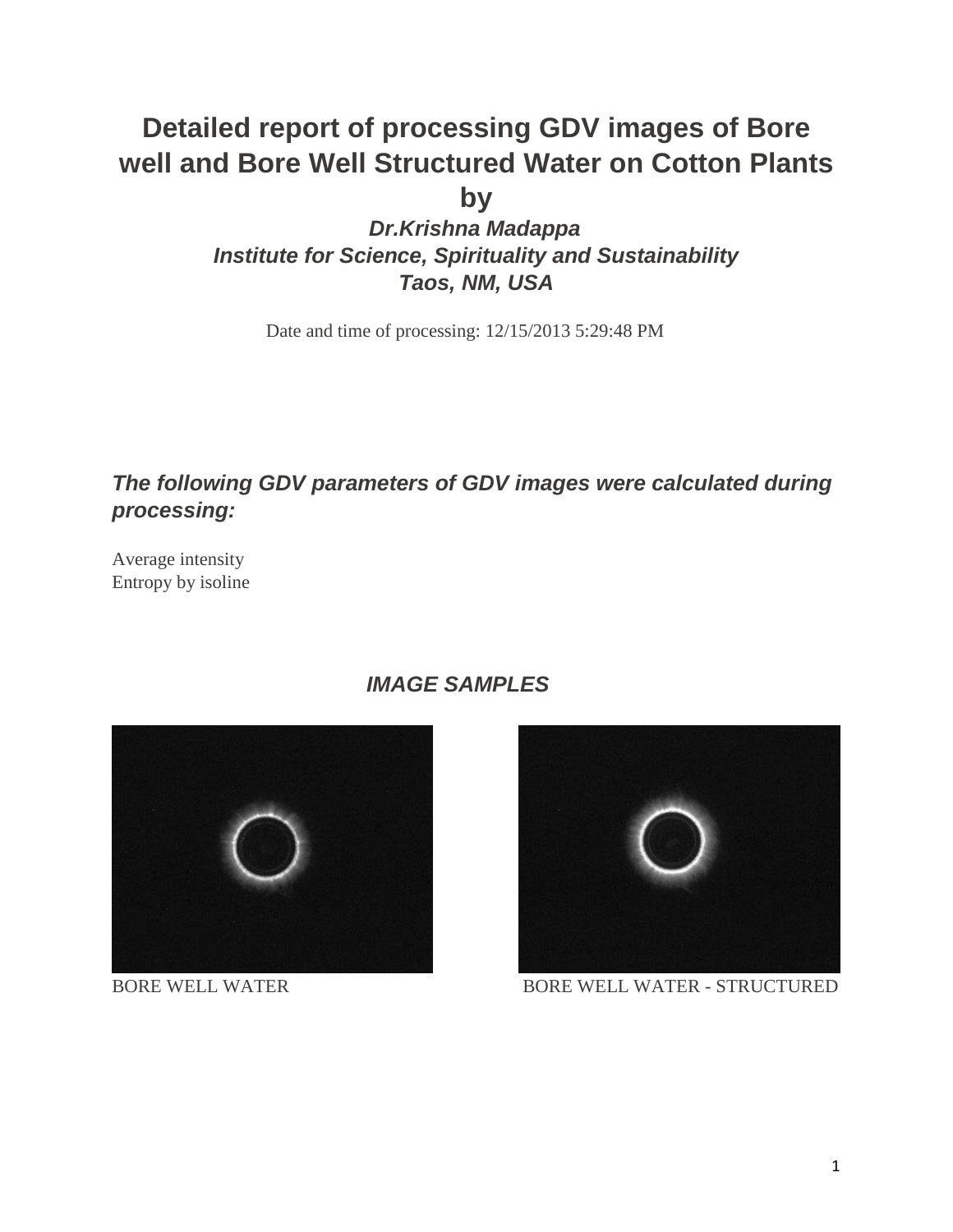# Detailed report of processing GDV images of Bore well and Bore Well Structured Water on Cotton Plants by

***Dr.Krishna Madappa***
***Institute for Science, Spirituality and Sustainability***
***Taos, NM, USA***

Date and time of processing: 12/15/2013 5:29:48 PM

### *The following GDV parameters of GDV images were calculated during processing:*

Average intensity
Entropy by isoline

### *IMAGE SAMPLES*

BORE WELL WATER

BORE WELL WATER - STRUCTURED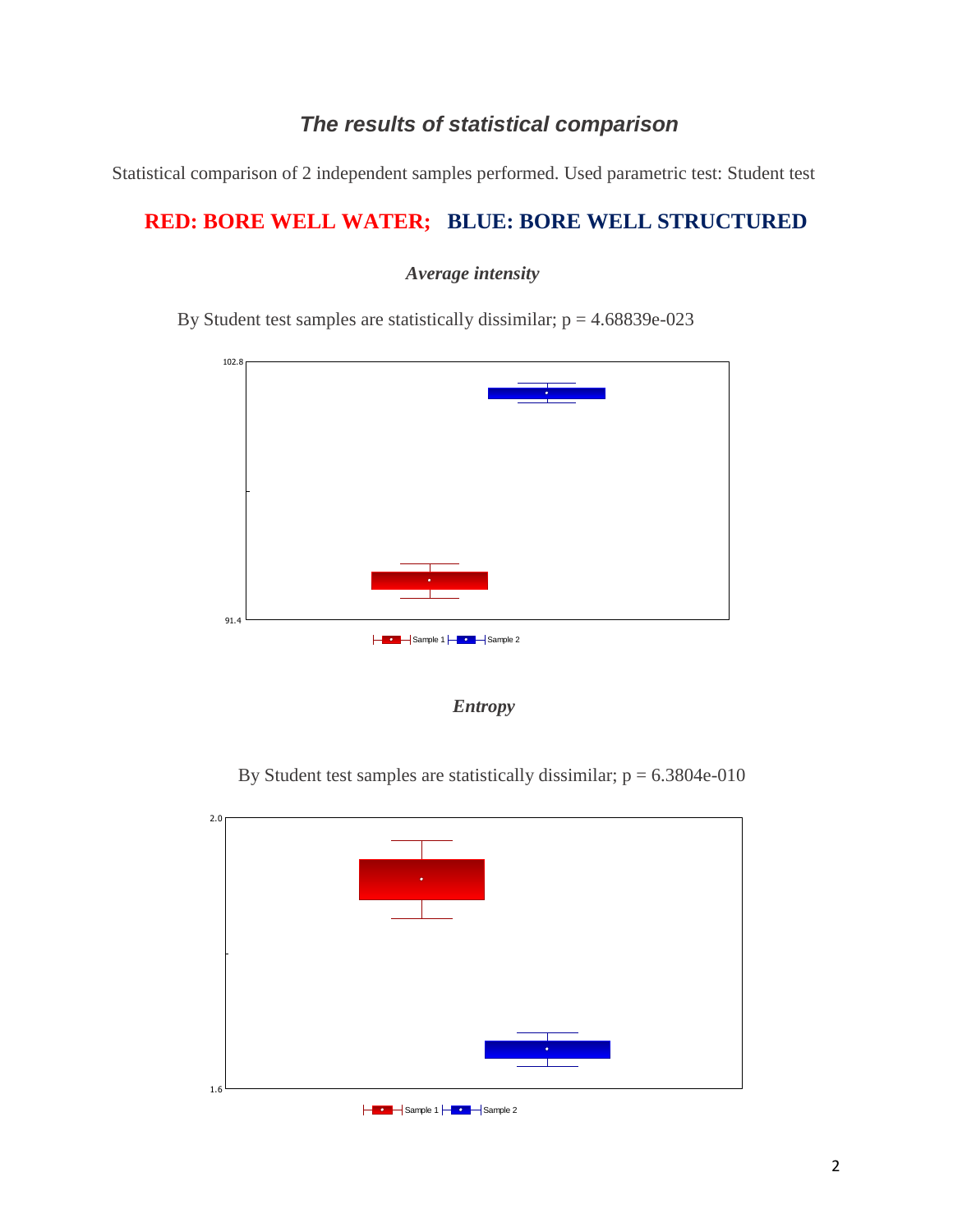## *The results of statistical comparison*

Statistical comparison of 2 independent samples performed. Used parametric test: Student test

**RED: BORE WELL WATER; BLUE: BORE WELL STRUCTURED**

### *Average intensity*

By Student test samples are statistically dissimilar; p = 4.68839e-023

102.8

91.4

Sample 1 Sample 2

### *Entropy*

By Student test samples are statistically dissimilar; p = 6.3804e-010

2.0

1.6

Sample 1 Sample 2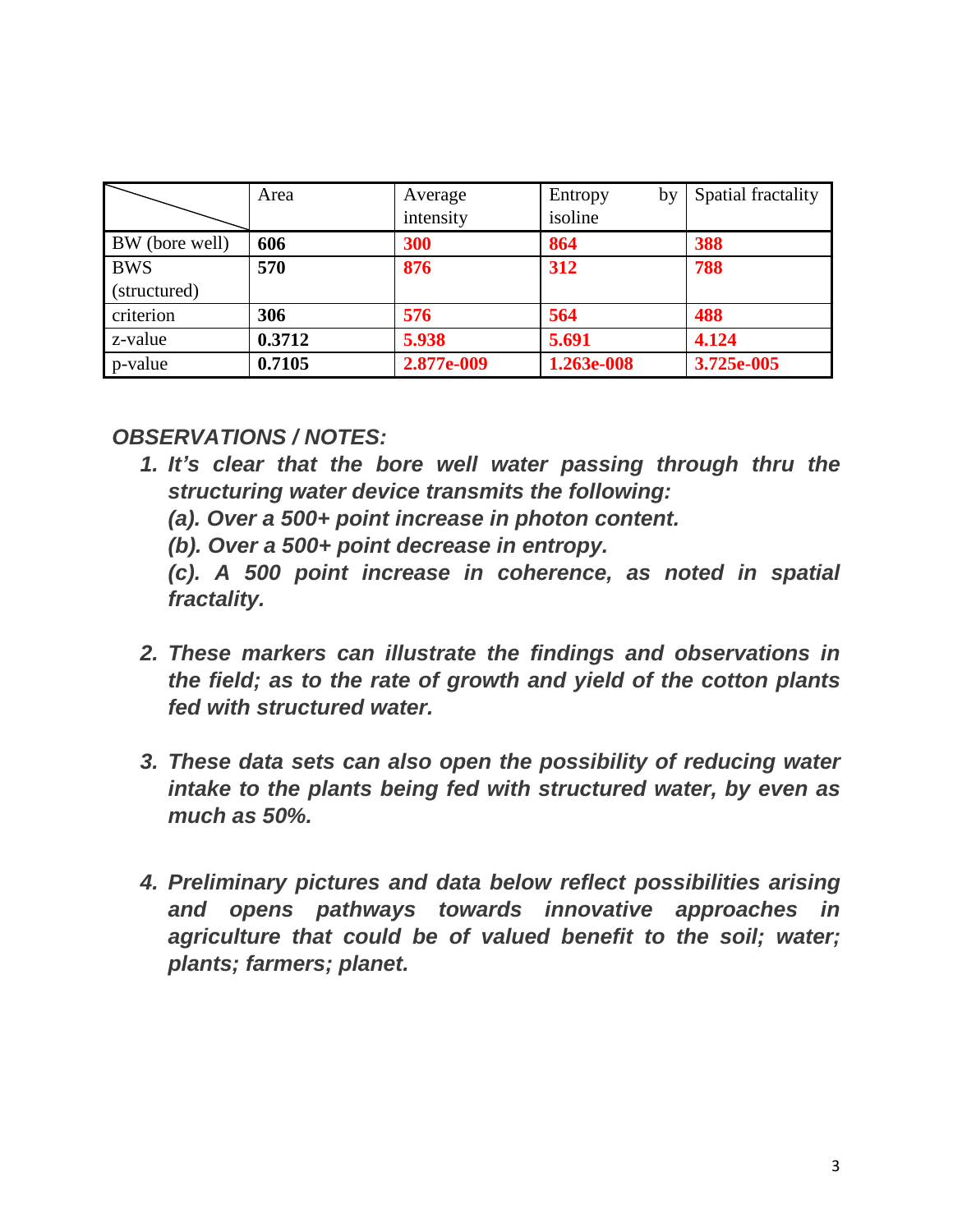| | Area | Average intensity | Entropy by isoline | Spatial fractality |
|---|---|---|---|---|
| BW (bore well) | **606** | **300** | **864** | **388** |
| BWS (structured) | **570** | **876** | **312** | **788** |
| criterion | **306** | **576** | **564** | **488** |
| z-value | **0.3712** | **5.938** | **5.691** | **4.124** |
| p-value | **0.7105** | **2.877e-009** | **1.263e-008** | **3.725e-005** |

***OBSERVATIONS / NOTES:***

1. ***It's clear that the bore well water passing through thru the structuring water device transmits the following:***
   ***(a). Over a 500+ point increase in photon content.***
   ***(b). Over a 500+ point decrease in entropy.***
   ***(c). A 500 point increase in coherence, as noted in spatial fractality.***

2. ***These markers can illustrate the findings and observations in the field; as to the rate of growth and yield of the cotton plants fed with structured water.***

3. ***These data sets can also open the possibility of reducing water intake to the plants being fed with structured water, by even as much as 50%.***

4. ***Preliminary pictures and data below reflect possibilities arising and opens pathways towards innovative approaches in agriculture that could be of valued benefit to the soil; water; plants; farmers; planet.***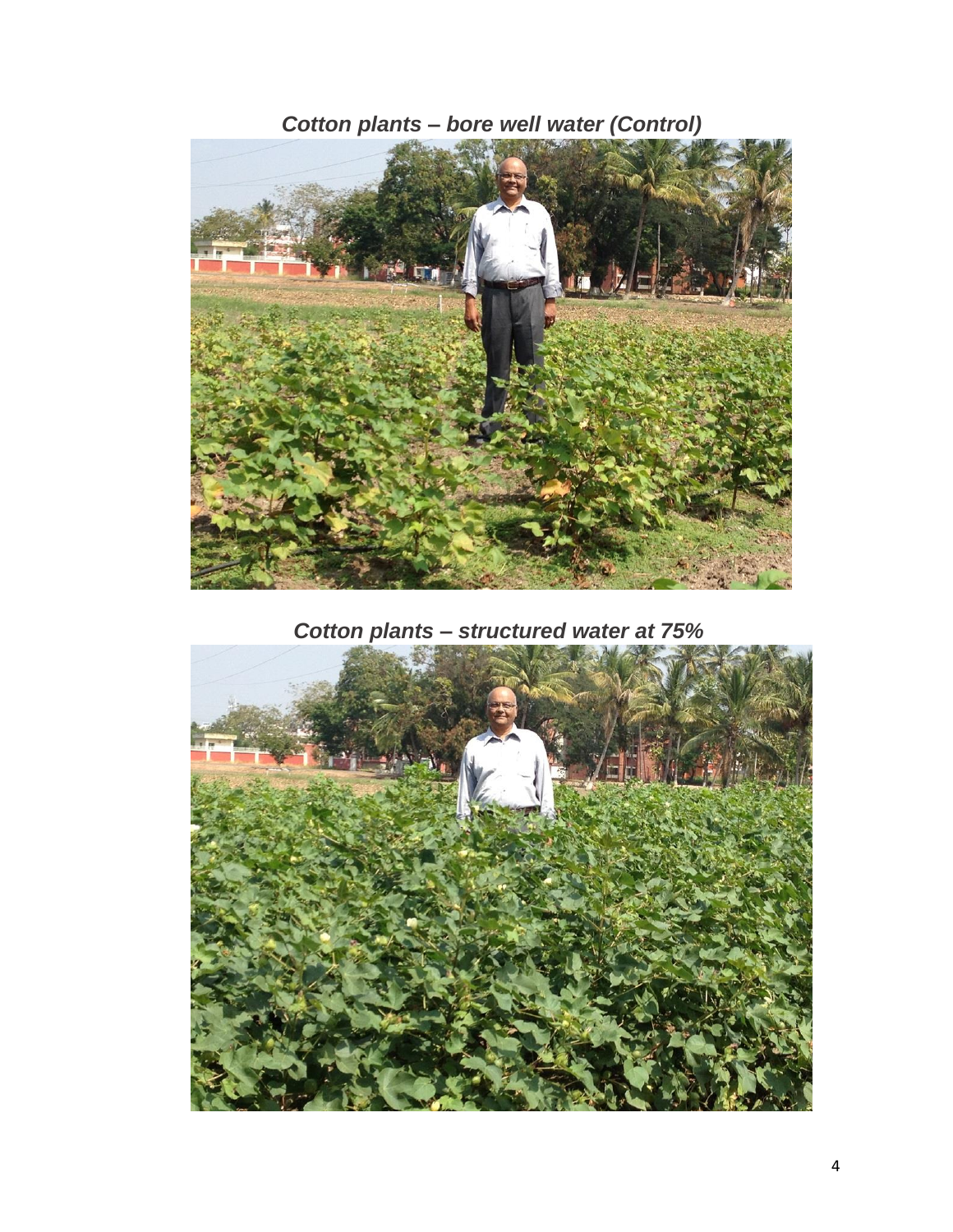***Cotton plants – bore well water (Control)***

***Cotton plants – structured water at 75%***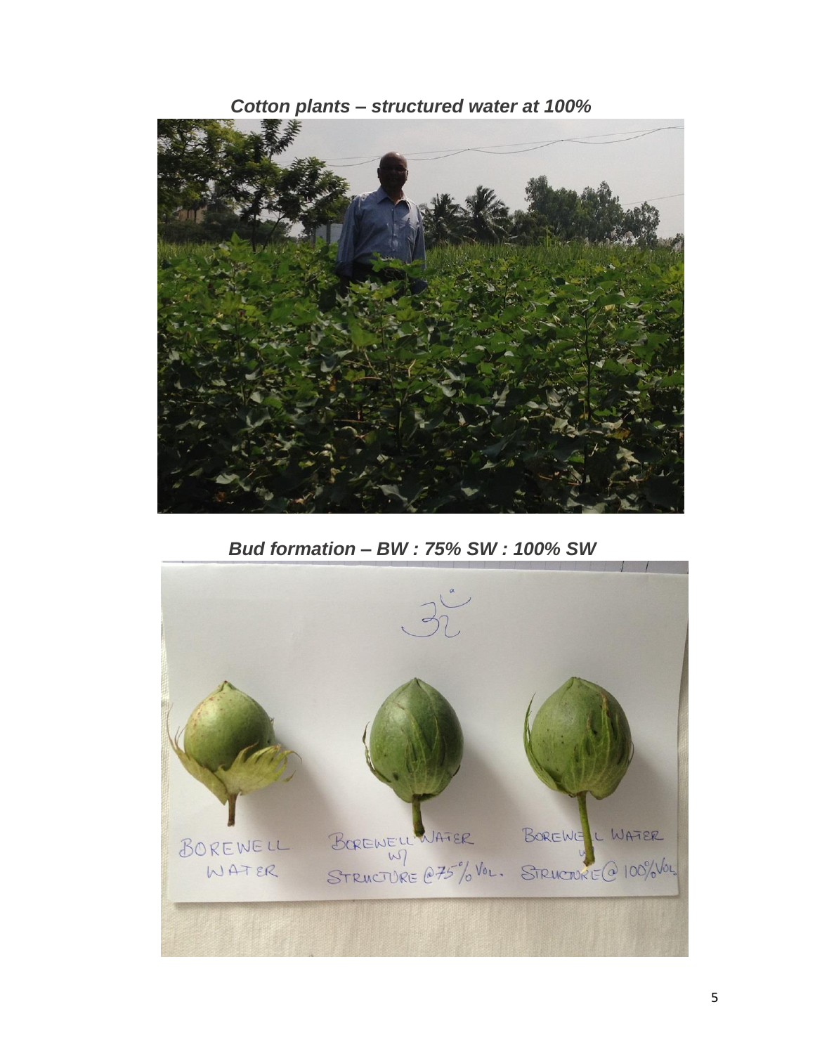***Cotton plants – structured water at 100%***

***Bud formation – BW : 75% SW : 100% SW***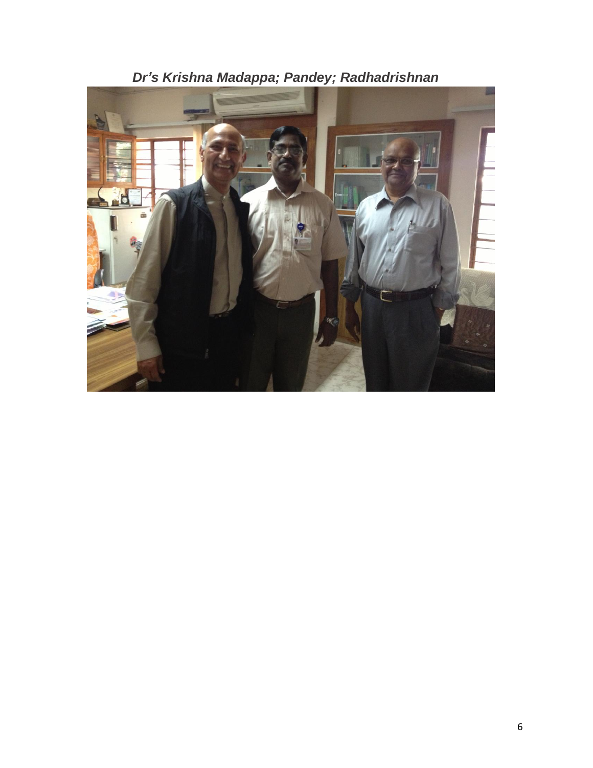***Dr's Krishna Madappa; Pandey; Radhadrishnan***